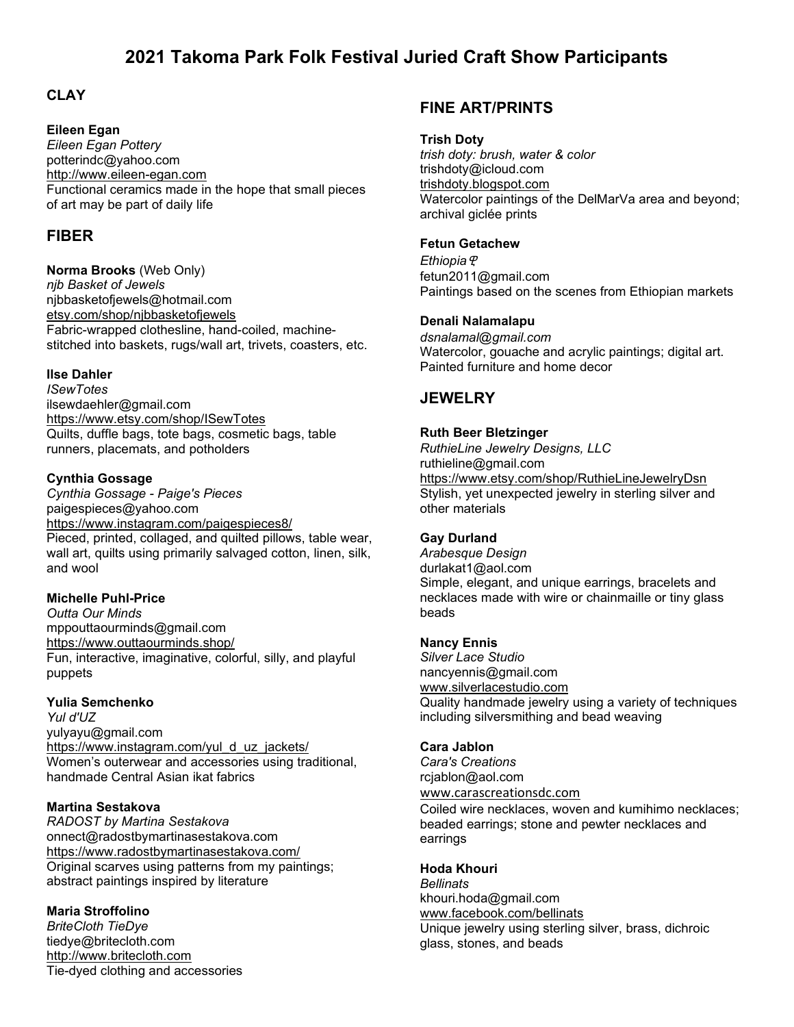# 2021 Takoma Park Folk Festival Juried Craft Show Participants

## CLAY

**Eileen Egan**
*Eileen Egan Pottery*
potterindc@yahoo.com
http://www.eileen-egan.com
Functional ceramics made in the hope that small pieces of art may be part of daily life

## FIBER

**Norma Brooks** (Web Only)
*njb Basket of Jewels*
njbbasketofjewels@hotmail.com
etsy.com/shop/njbbasketofjewels
Fabric-wrapped clothesline, hand-coiled, machine-stitched into baskets, rugs/wall art, trivets, coasters, etc.

**Ilse Dahler**
*ISewTotes*
ilsewdaehler@gmail.com
https://www.etsy.com/shop/ISewTotes
Quilts, duffle bags, tote bags, cosmetic bags, table runners, placemats, and potholders

**Cynthia Gossage**
*Cynthia Gossage - Paige's Pieces*
paigespieces@yahoo.com
https://www.instagram.com/paigespieces8/
Pieced, printed, collaged, and quilted pillows, table wear, wall art, quilts using primarily salvaged cotton, linen, silk, and wool

**Michelle Puhl-Price**
*Outta Our Minds*
mppouttaourminds@gmail.com
https://www.outtaourminds.shop/
Fun, interactive, imaginative, colorful, silly, and playful puppets

**Yulia Semchenko**
*Yul d'UZ*
yulyayu@gmail.com
https://www.instagram.com/yul_d_uz_jackets/
Women's outerwear and accessories using traditional, handmade Central Asian ikat fabrics

**Martina Sestakova**
*RADOST by Martina Sestakova*
onnect@radostbymartinasestakova.com
https://www.radostbymartinasestakova.com/
Original scarves using patterns from my paintings; abstract paintings inspired by literature

**Maria Stroffolino**
*BriteCloth TieDye*
tiedye@britecloth.com
http://www.britecloth.com
Tie-dyed clothing and accessories

## FINE ART/PRINTS

**Trish Doty**
*trish doty: brush, water & color*
trishdoty@icloud.com
trishdoty.blogspot.com
Watercolor paintings of the DelMarVa area and beyond; archival giclée prints

**Fetun Getachew**
*Ethiopia ዋ*
fetun2011@gmail.com
Paintings based on the scenes from Ethiopian markets

**Denali Nalamalapu**
*dsnalamal@gmail.com*
Watercolor, gouache and acrylic paintings; digital art. Painted furniture and home decor

## JEWELRY

**Ruth Beer Bletzinger**
*RuthieLine Jewelry Designs, LLC*
ruthieline@gmail.com
https://www.etsy.com/shop/RuthieLineJewelryDsn
Stylish, yet unexpected jewelry in sterling silver and other materials

**Gay Durland**
*Arabesque Design*
durlakat1@aol.com
Simple, elegant, and unique earrings, bracelets and necklaces made with wire or chainmaille or tiny glass beads

**Nancy Ennis**
*Silver Lace Studio*
nancyennis@gmail.com
www.silverlacestudio.com
Quality handmade jewelry using a variety of techniques including silversmithing and bead weaving

**Cara Jablon**
*Cara's Creations*
rcjablon@aol.com
www.carascreationsdc.com
Coiled wire necklaces, woven and kumihimo necklaces; beaded earrings; stone and pewter necklaces and earrings

**Hoda Khouri**
*Bellinats*
khouri.hoda@gmail.com
www.facebook.com/bellinats
Unique jewelry using sterling silver, brass, dichroic glass, stones, and beads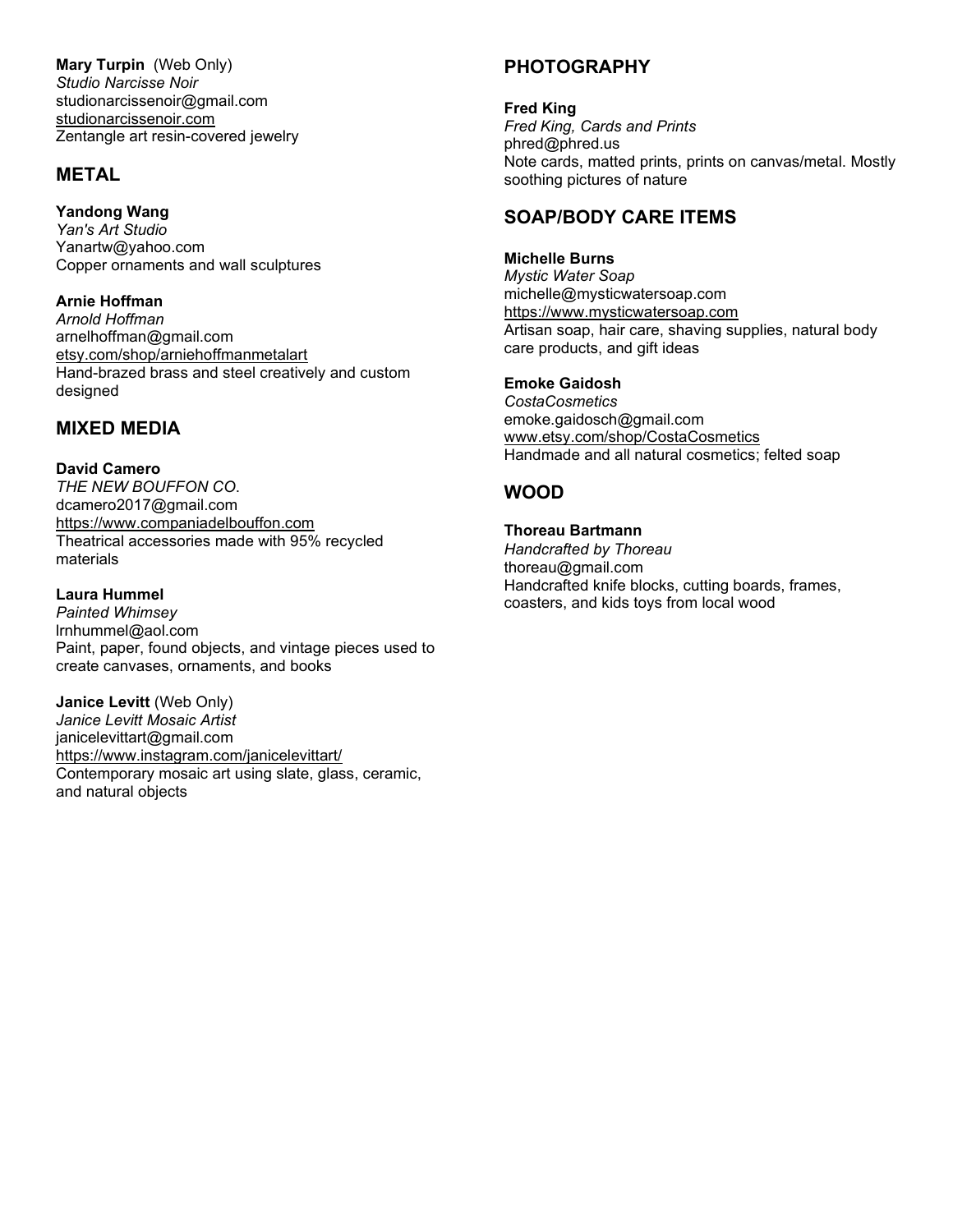**Mary Turpin** (Web Only)
*Studio Narcisse Noir*
studionarcissenoir@gmail.com
studionarcissenoir.com
Zentangle art resin-covered jewelry

## METAL

**Yandong Wang**
*Yan's Art Studio*
Yanartw@yahoo.com
Copper ornaments and wall sculptures

**Arnie Hoffman**
*Arnold Hoffman*
arnelhoffman@gmail.com
etsy.com/shop/arniehoffmanmetalart
Hand-brazed brass and steel creatively and custom designed

## MIXED MEDIA

**David Camero**
*THE NEW BOUFFON CO*.
dcamero2017@gmail.com
https://www.companiadelbouffon.com
Theatrical accessories made with 95% recycled materials

**Laura Hummel**
*Painted Whimsey*
lrnhummel@aol.com
Paint, paper, found objects, and vintage pieces used to create canvases, ornaments, and books

**Janice Levitt** (Web Only)
*Janice Levitt Mosaic Artist*
janicelevittart@gmail.com
https://www.instagram.com/janicelevittart/
Contemporary mosaic art using slate, glass, ceramic, and natural objects

## PHOTOGRAPHY

**Fred King**
*Fred King, Cards and Prints*
phred@phred.us
Note cards, matted prints, prints on canvas/metal. Mostly soothing pictures of nature

## SOAP/BODY CARE ITEMS

**Michelle Burns**
*Mystic Water Soap*
michelle@mysticwatersoap.com
https://www.mysticwatersoap.com
Artisan soap, hair care, shaving supplies, natural body care products, and gift ideas

**Emoke Gaidosh**
*CostaCosmetics*
emoke.gaidosch@gmail.com
www.etsy.com/shop/CostaCosmetics
Handmade and all natural cosmetics; felted soap

## WOOD

**Thoreau Bartmann**
*Handcrafted by Thoreau*
thoreau@gmail.com
Handcrafted knife blocks, cutting boards, frames, coasters, and kids toys from local wood